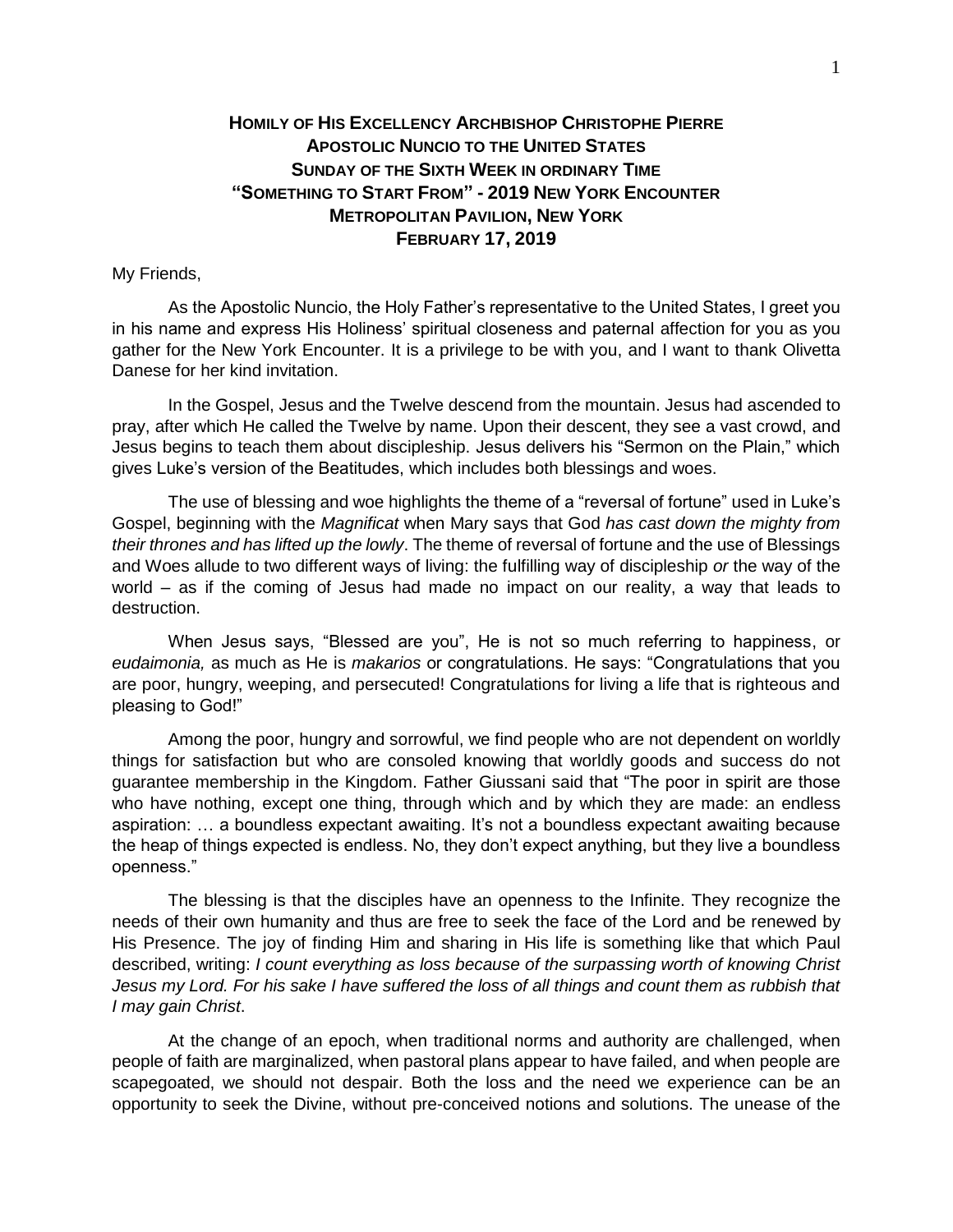# HOMILY OF HIS EXCELLENCY ARCHBISHOP CHRISTOPHE PIERRE
## APOSTOLIC NUNCIO TO THE UNITED STATES
## SUNDAY OF THE SIXTH WEEK IN ORDINARY TIME
## "SOMETHING TO START FROM" - 2019 NEW YORK ENCOUNTER
## METROPOLITAN PAVILION, NEW YORK
## FEBRUARY 17, 2019

My Friends,

As the Apostolic Nuncio, the Holy Father's representative to the United States, I greet you in his name and express His Holiness' spiritual closeness and paternal affection for you as you gather for the New York Encounter. It is a privilege to be with you, and I want to thank Olivetta Danese for her kind invitation.

In the Gospel, Jesus and the Twelve descend from the mountain. Jesus had ascended to pray, after which He called the Twelve by name. Upon their descent, they see a vast crowd, and Jesus begins to teach them about discipleship. Jesus delivers his "Sermon on the Plain," which gives Luke's version of the Beatitudes, which includes both blessings and woes.

The use of blessing and woe highlights the theme of a "reversal of fortune" used in Luke's Gospel, beginning with the *Magnificat* when Mary says that God *has cast down the mighty from their thrones and has lifted up the lowly*. The theme of reversal of fortune and the use of Blessings and Woes allude to two different ways of living: the fulfilling way of discipleship *or* the way of the world – as if the coming of Jesus had made no impact on our reality, a way that leads to destruction.

When Jesus says, "Blessed are you", He is not so much referring to happiness, or *eudaimonia,* as much as He is *makarios* or congratulations. He says: "Congratulations that you are poor, hungry, weeping, and persecuted! Congratulations for living a life that is righteous and pleasing to God!"

Among the poor, hungry and sorrowful, we find people who are not dependent on worldly things for satisfaction but who are consoled knowing that worldly goods and success do not guarantee membership in the Kingdom. Father Giussani said that "The poor in spirit are those who have nothing, except one thing, through which and by which they are made: an endless aspiration: … a boundless expectant awaiting. It's not a boundless expectant awaiting because the heap of things expected is endless. No, they don't expect anything, but they live a boundless openness."

The blessing is that the disciples have an openness to the Infinite. They recognize the needs of their own humanity and thus are free to seek the face of the Lord and be renewed by His Presence. The joy of finding Him and sharing in His life is something like that which Paul described, writing: *I count everything as loss because of the surpassing worth of knowing Christ Jesus my Lord. For his sake I have suffered the loss of all things and count them as rubbish that I may gain Christ*.

At the change of an epoch, when traditional norms and authority are challenged, when people of faith are marginalized, when pastoral plans appear to have failed, and when people are scapegoated, we should not despair. Both the loss and the need we experience can be an opportunity to seek the Divine, without pre-conceived notions and solutions. The unease of the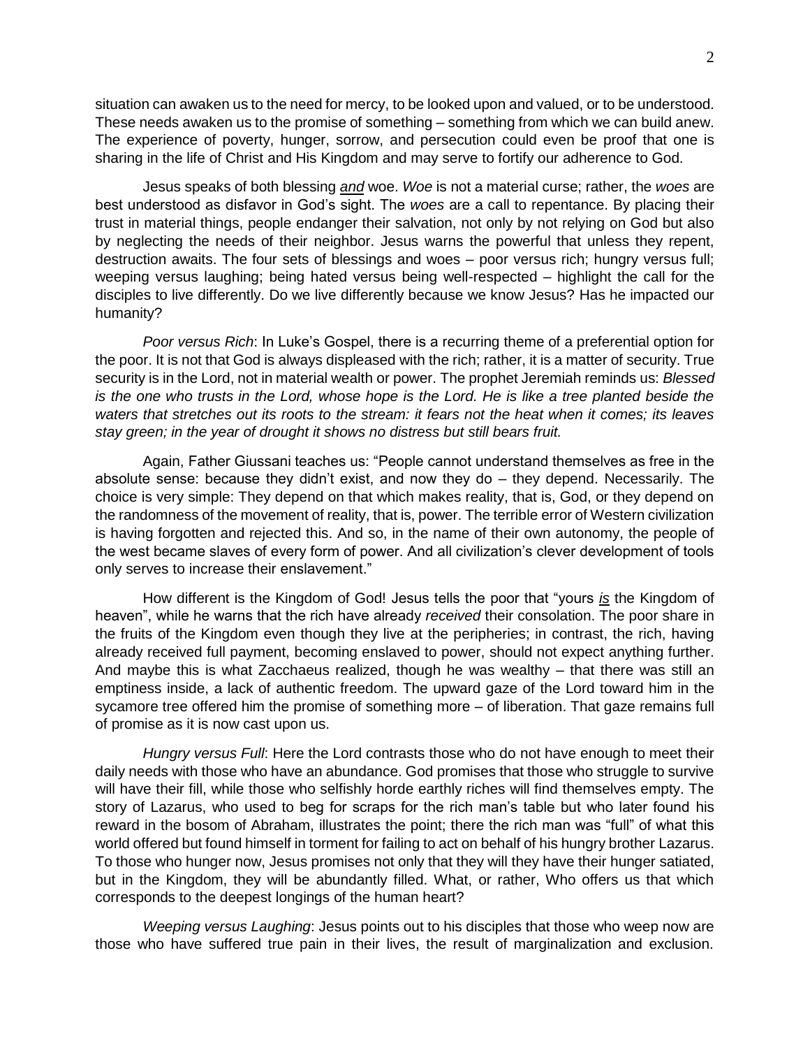situation can awaken us to the need for mercy, to be looked upon and valued, or to be understood. These needs awaken us to the promise of something – something from which we can build anew. The experience of poverty, hunger, sorrow, and persecution could even be proof that one is sharing in the life of Christ and His Kingdom and may serve to fortify our adherence to God.

Jesus speaks of both blessing ***and*** woe. *Woe* is not a material curse; rather, the *woes* are best understood as disfavor in God's sight. The *woes* are a call to repentance. By placing their trust in material things, people endanger their salvation, not only by not relying on God but also by neglecting the needs of their neighbor. Jesus warns the powerful that unless they repent, destruction awaits. The four sets of blessings and woes – poor versus rich; hungry versus full; weeping versus laughing; being hated versus being well-respected – highlight the call for the disciples to live differently. Do we live differently because we know Jesus? Has he impacted our humanity?

*Poor versus Rich*: In Luke's Gospel, there is a recurring theme of a preferential option for the poor. It is not that God is always displeased with the rich; rather, it is a matter of security. True security is in the Lord, not in material wealth or power. The prophet Jeremiah reminds us: *Blessed is the one who trusts in the Lord, whose hope is the Lord. He is like a tree planted beside the waters that stretches out its roots to the stream: it fears not the heat when it comes; its leaves stay green; in the year of drought it shows no distress but still bears fruit.*

Again, Father Giussani teaches us: "People cannot understand themselves as free in the absolute sense: because they didn't exist, and now they do – they depend. Necessarily. The choice is very simple: They depend on that which makes reality, that is, God, or they depend on the randomness of the movement of reality, that is, power. The terrible error of Western civilization is having forgotten and rejected this. And so, in the name of their own autonomy, the people of the west became slaves of every form of power. And all civilization's clever development of tools only serves to increase their enslavement."

How different is the Kingdom of God! Jesus tells the poor that "yours ***is*** the Kingdom of heaven", while he warns that the rich have already *received* their consolation. The poor share in the fruits of the Kingdom even though they live at the peripheries; in contrast, the rich, having already received full payment, becoming enslaved to power, should not expect anything further. And maybe this is what Zacchaeus realized, though he was wealthy – that there was still an emptiness inside, a lack of authentic freedom. The upward gaze of the Lord toward him in the sycamore tree offered him the promise of something more – of liberation. That gaze remains full of promise as it is now cast upon us.

*Hungry versus Full*: Here the Lord contrasts those who do not have enough to meet their daily needs with those who have an abundance. God promises that those who struggle to survive will have their fill, while those who selfishly horde earthly riches will find themselves empty. The story of Lazarus, who used to beg for scraps for the rich man's table but who later found his reward in the bosom of Abraham, illustrates the point; there the rich man was "full" of what this world offered but found himself in torment for failing to act on behalf of his hungry brother Lazarus. To those who hunger now, Jesus promises not only that they will they have their hunger satiated, but in the Kingdom, they will be abundantly filled. What, or rather, Who offers us that which corresponds to the deepest longings of the human heart?

*Weeping versus Laughing*: Jesus points out to his disciples that those who weep now are those who have suffered true pain in their lives, the result of marginalization and exclusion.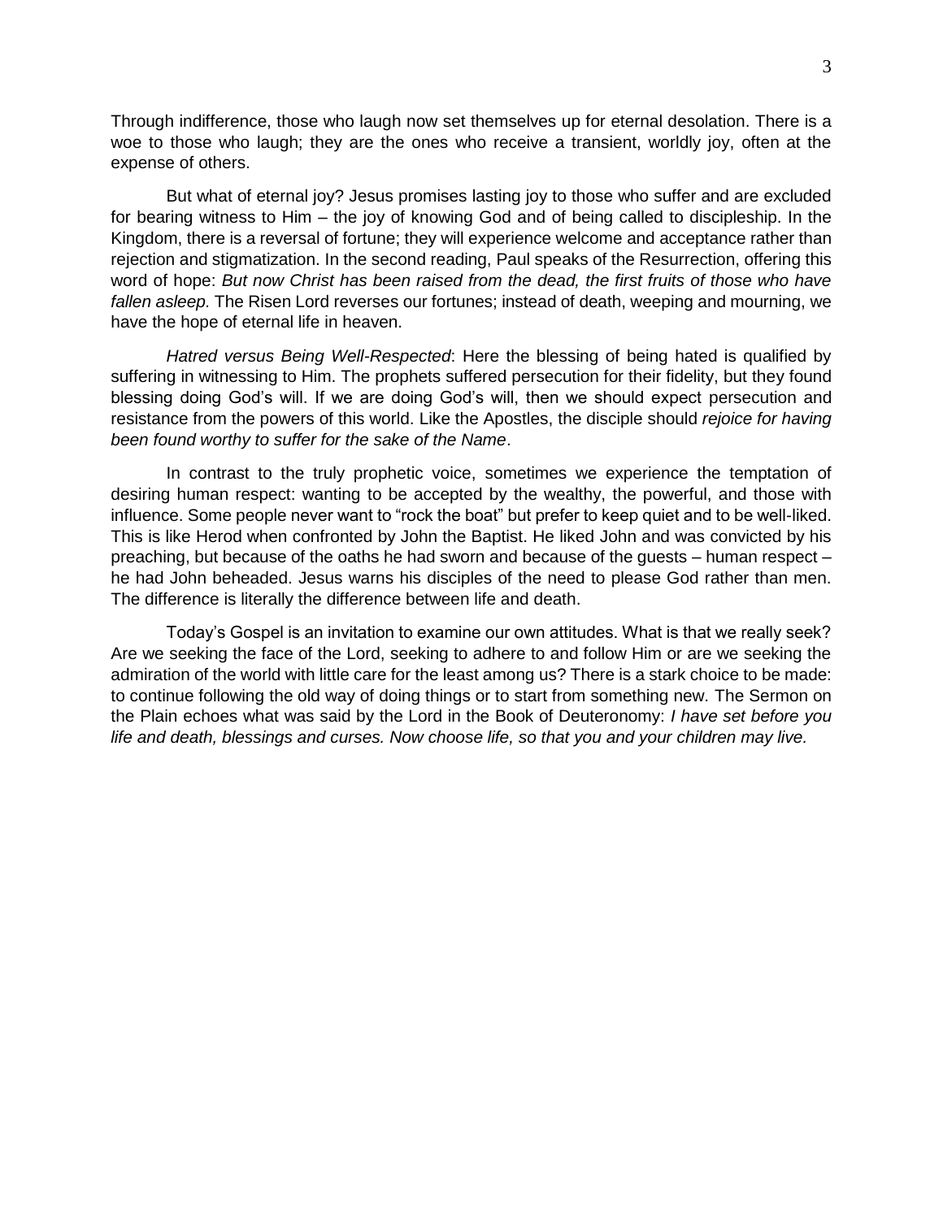Through indifference, those who laugh now set themselves up for eternal desolation. There is a woe to those who laugh; they are the ones who receive a transient, worldly joy, often at the expense of others.

But what of eternal joy? Jesus promises lasting joy to those who suffer and are excluded for bearing witness to Him – the joy of knowing God and of being called to discipleship. In the Kingdom, there is a reversal of fortune; they will experience welcome and acceptance rather than rejection and stigmatization. In the second reading, Paul speaks of the Resurrection, offering this word of hope: *But now Christ has been raised from the dead, the first fruits of those who have fallen asleep.* The Risen Lord reverses our fortunes; instead of death, weeping and mourning, we have the hope of eternal life in heaven.

*Hatred versus Being Well-Respected*: Here the blessing of being hated is qualified by suffering in witnessing to Him. The prophets suffered persecution for their fidelity, but they found blessing doing God's will. If we are doing God's will, then we should expect persecution and resistance from the powers of this world. Like the Apostles, the disciple should *rejoice for having been found worthy to suffer for the sake of the Name*.

In contrast to the truly prophetic voice, sometimes we experience the temptation of desiring human respect: wanting to be accepted by the wealthy, the powerful, and those with influence. Some people never want to "rock the boat" but prefer to keep quiet and to be well-liked. This is like Herod when confronted by John the Baptist. He liked John and was convicted by his preaching, but because of the oaths he had sworn and because of the guests – human respect – he had John beheaded. Jesus warns his disciples of the need to please God rather than men. The difference is literally the difference between life and death.

Today's Gospel is an invitation to examine our own attitudes. What is that we really seek? Are we seeking the face of the Lord, seeking to adhere to and follow Him or are we seeking the admiration of the world with little care for the least among us? There is a stark choice to be made: to continue following the old way of doing things or to start from something new. The Sermon on the Plain echoes what was said by the Lord in the Book of Deuteronomy: *I have set before you life and death, blessings and curses. Now choose life, so that you and your children may live.*